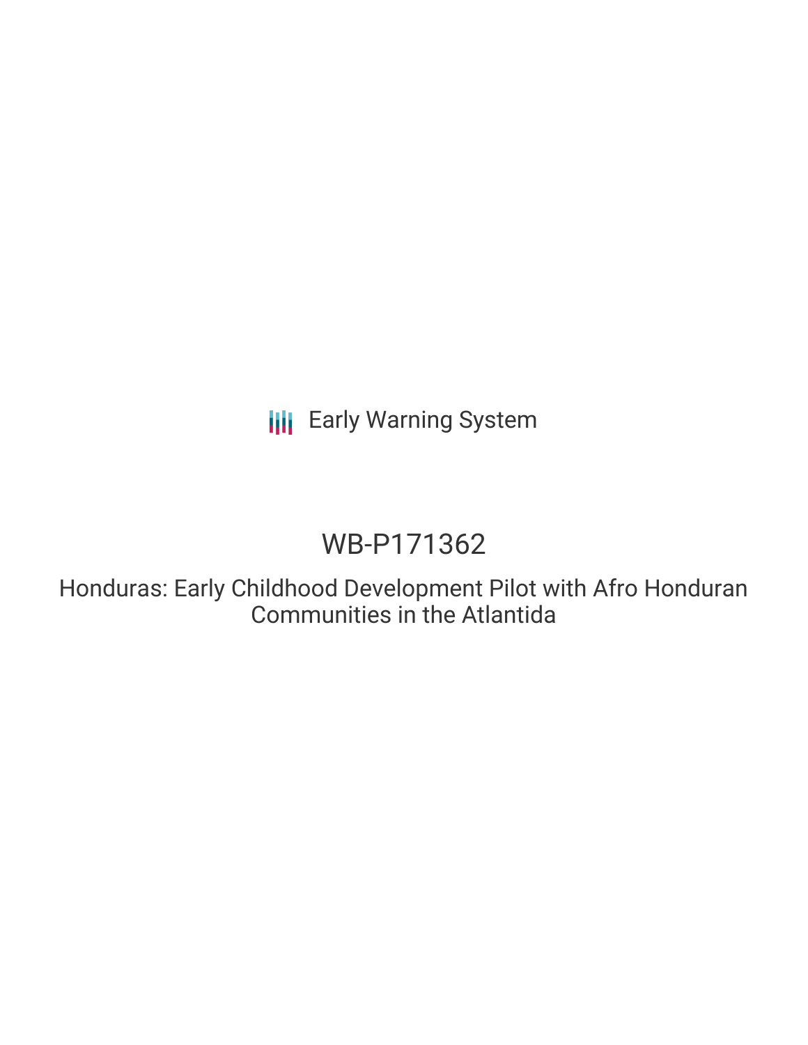Early Warning System

# WB-P171362

Honduras: Early Childhood Development Pilot with Afro Honduran Communities in the Atlantida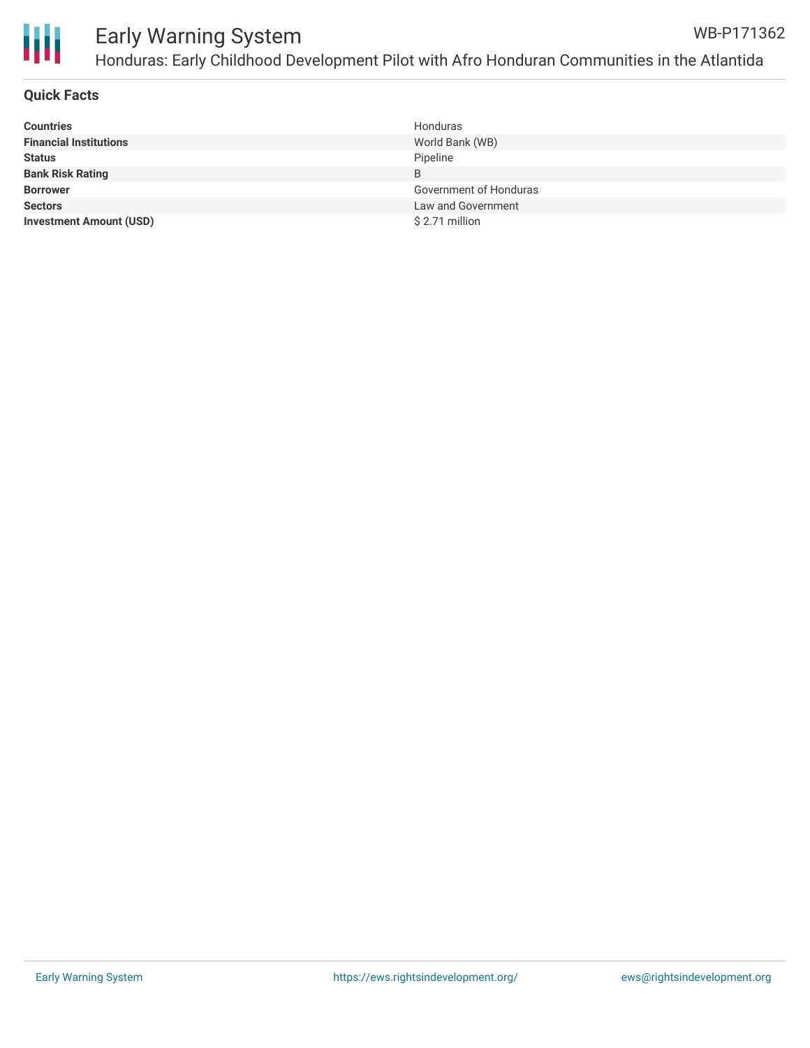## Quick Facts

| | |
|---|---|
| **Countries** | Honduras |
| **Financial Institutions** | World Bank (WB) |
| **Status** | Pipeline |
| **Bank Risk Rating** | B |
| **Borrower** | Government of Honduras |
| **Sectors** | Law and Government |
| **Investment Amount (USD)** | $ 2.71 million |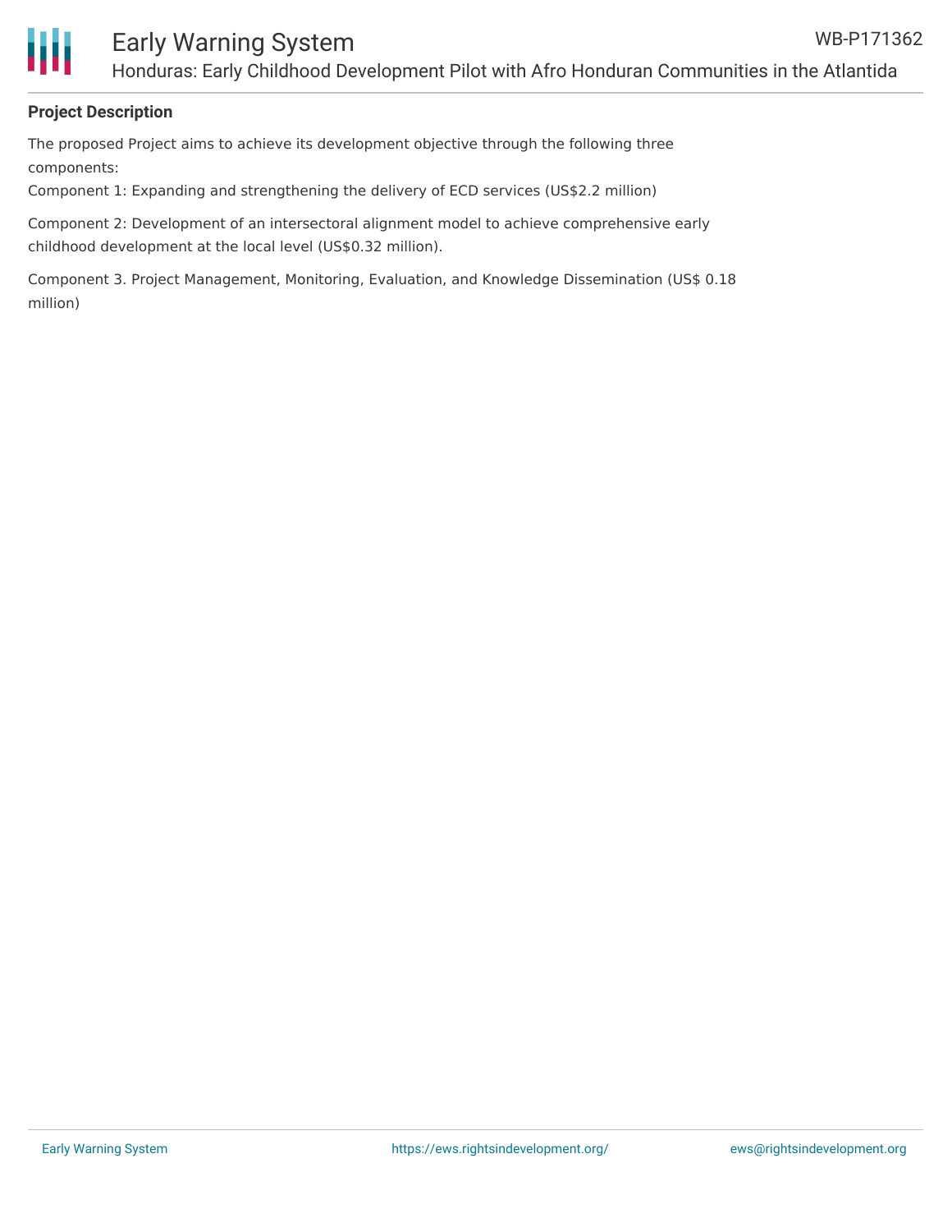**Project Description**

The proposed Project aims to achieve its development objective through the following three components:

Component 1: Expanding and strengthening the delivery of ECD services (US$2.2 million)

Component 2: Development of an intersectoral alignment model to achieve comprehensive early childhood development at the local level (US$0.32 million).

Component 3. Project Management, Monitoring, Evaluation, and Knowledge Dissemination (US$ 0.18 million)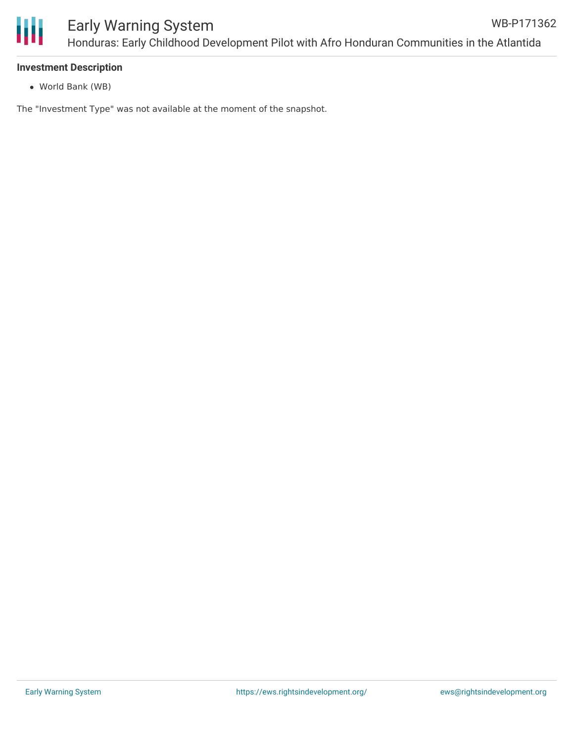**Investment Description**

- World Bank (WB)

The "Investment Type" was not available at the moment of the snapshot.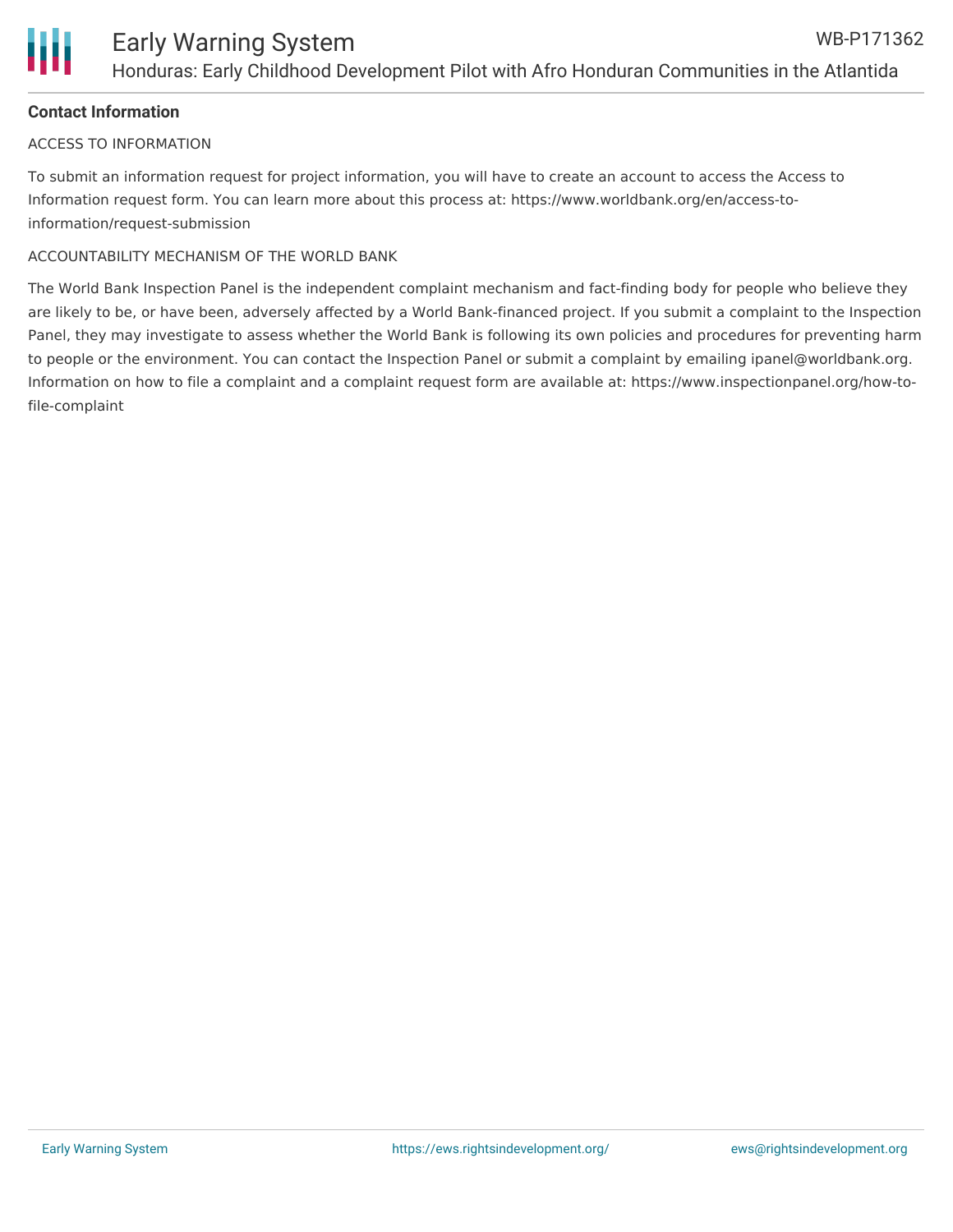## Contact Information

ACCESS TO INFORMATION

To submit an information request for project information, you will have to create an account to access the Access to Information request form. You can learn more about this process at: https://www.worldbank.org/en/access-to-information/request-submission

ACCOUNTABILITY MECHANISM OF THE WORLD BANK

The World Bank Inspection Panel is the independent complaint mechanism and fact-finding body for people who believe they are likely to be, or have been, adversely affected by a World Bank-financed project. If you submit a complaint to the Inspection Panel, they may investigate to assess whether the World Bank is following its own policies and procedures for preventing harm to people or the environment. You can contact the Inspection Panel or submit a complaint by emailing ipanel@worldbank.org. Information on how to file a complaint and a complaint request form are available at: https://www.inspectionpanel.org/how-to-file-complaint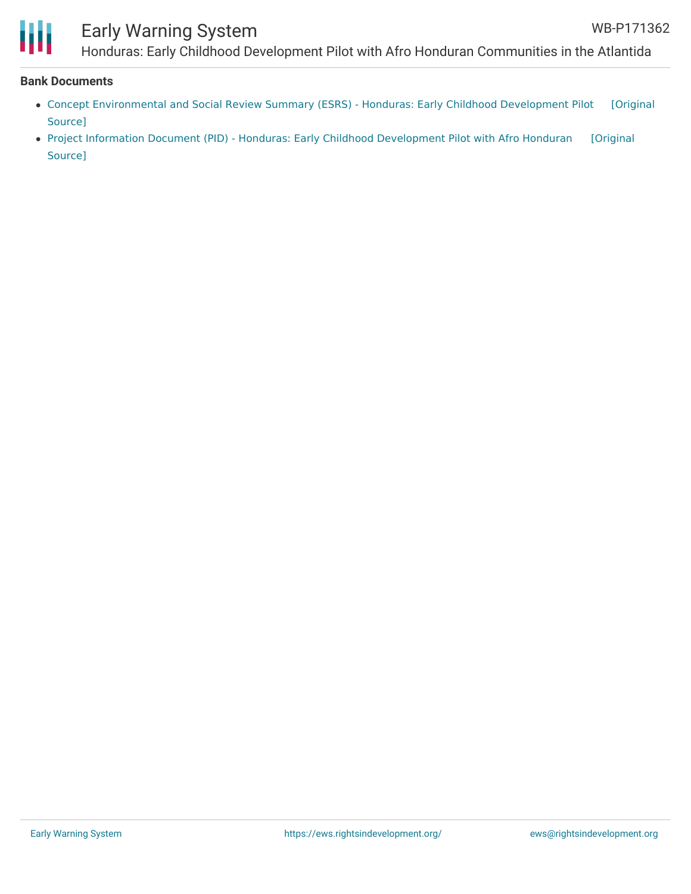**Bank Documents**

- Concept Environmental and Social Review Summary (ESRS) - Honduras: Early Childhood Development Pilot [Original Source]
- Project Information Document (PID) - Honduras: Early Childhood Development Pilot with Afro Honduran [Original Source]